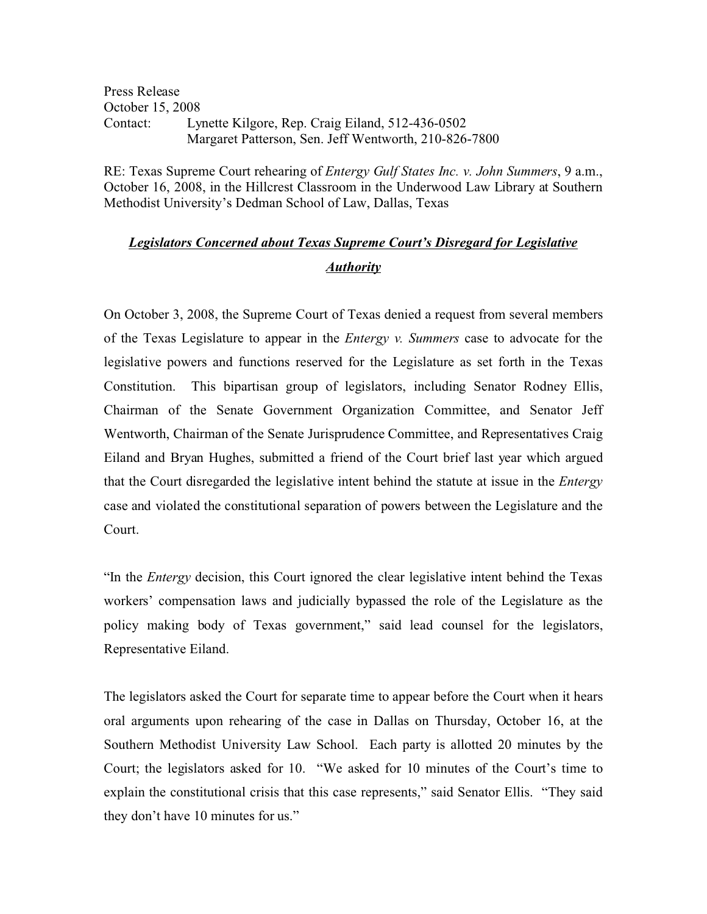Press Release
October 15, 2008
Contact: Lynette Kilgore, Rep. Craig Eiland, 512-436-0502
Margaret Patterson, Sen. Jeff Wentworth, 210-826-7800

RE: Texas Supreme Court rehearing of *Entergy Gulf States Inc. v. John Summers*, 9 a.m., October 16, 2008, in the Hillcrest Classroom in the Underwood Law Library at Southern Methodist University's Dedman School of Law, Dallas, Texas

## ***Legislators Concerned about Texas Supreme Court's Disregard for Legislative Authority***

On October 3, 2008, the Supreme Court of Texas denied a request from several members of the Texas Legislature to appear in the *Entergy v. Summers* case to advocate for the legislative powers and functions reserved for the Legislature as set forth in the Texas Constitution. This bipartisan group of legislators, including Senator Rodney Ellis, Chairman of the Senate Government Organization Committee, and Senator Jeff Wentworth, Chairman of the Senate Jurisprudence Committee, and Representatives Craig Eiland and Bryan Hughes, submitted a friend of the Court brief last year which argued that the Court disregarded the legislative intent behind the statute at issue in the *Entergy* case and violated the constitutional separation of powers between the Legislature and the Court.

"In the *Entergy* decision, this Court ignored the clear legislative intent behind the Texas workers' compensation laws and judicially bypassed the role of the Legislature as the policy making body of Texas government," said lead counsel for the legislators, Representative Eiland.

The legislators asked the Court for separate time to appear before the Court when it hears oral arguments upon rehearing of the case in Dallas on Thursday, October 16, at the Southern Methodist University Law School. Each party is allotted 20 minutes by the Court; the legislators asked for 10. "We asked for 10 minutes of the Court's time to explain the constitutional crisis that this case represents," said Senator Ellis. "They said they don't have 10 minutes for us."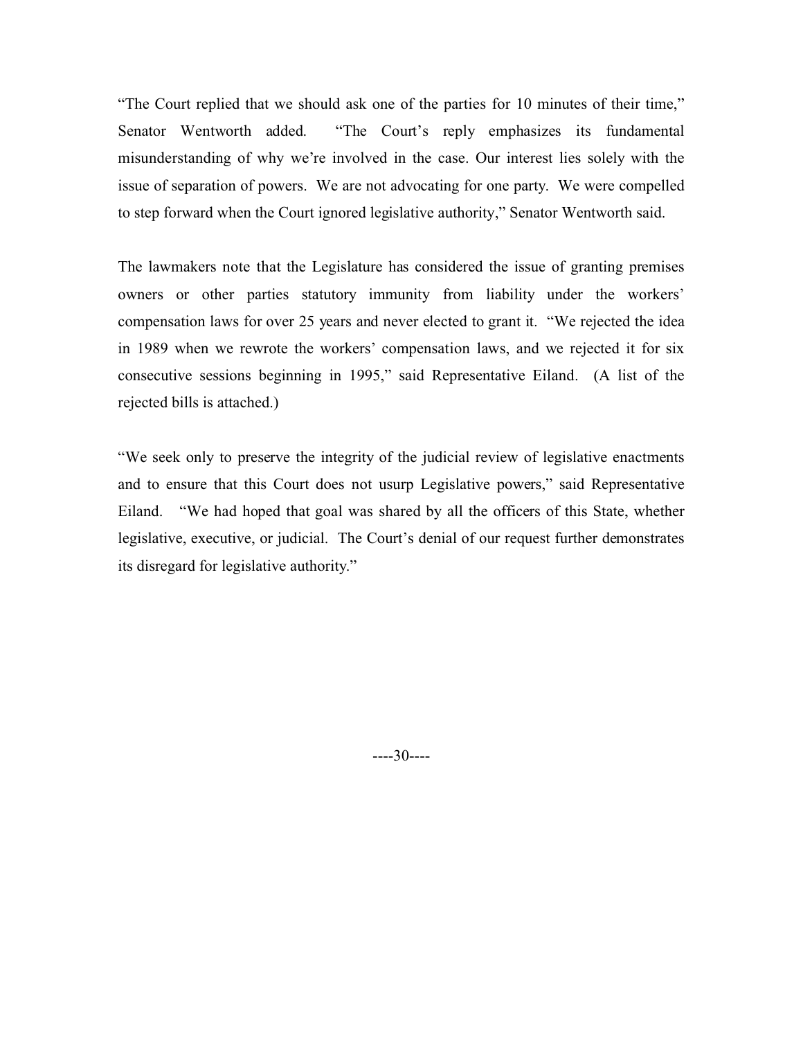"The Court replied that we should ask one of the parties for 10 minutes of their time," Senator Wentworth added. "The Court's reply emphasizes its fundamental misunderstanding of why we're involved in the case. Our interest lies solely with the issue of separation of powers. We are not advocating for one party. We were compelled to step forward when the Court ignored legislative authority," Senator Wentworth said.

The lawmakers note that the Legislature has considered the issue of granting premises owners or other parties statutory immunity from liability under the workers' compensation laws for over 25 years and never elected to grant it. "We rejected the idea in 1989 when we rewrote the workers' compensation laws, and we rejected it for six consecutive sessions beginning in 1995," said Representative Eiland. (A list of the rejected bills is attached.)

"We seek only to preserve the integrity of the judicial review of legislative enactments and to ensure that this Court does not usurp Legislative powers," said Representative Eiland. "We had hoped that goal was shared by all the officers of this State, whether legislative, executive, or judicial. The Court's denial of our request further demonstrates its disregard for legislative authority."

----30----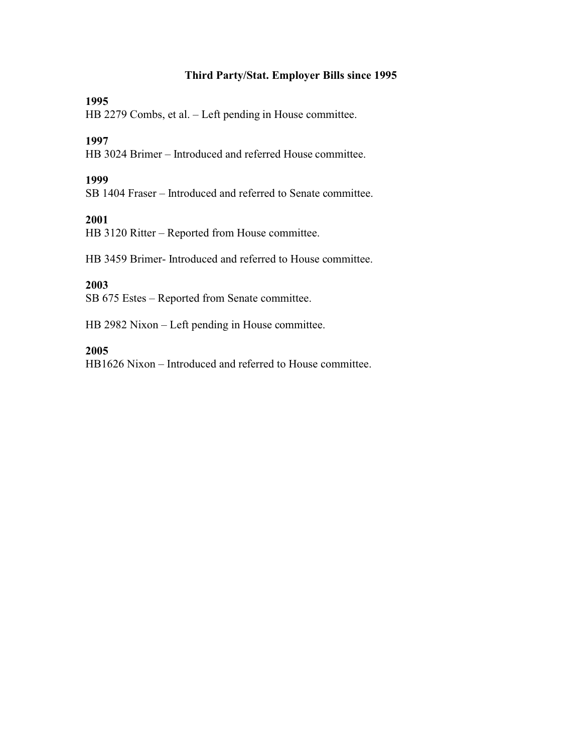# Third Party/Stat. Employer Bills since 1995

**1995**
HB 2279 Combs, et al. – Left pending in House committee.

**1997**
HB 3024 Brimer – Introduced and referred House committee.

**1999**
SB 1404 Fraser – Introduced and referred to Senate committee.

**2001**
HB 3120 Ritter – Reported from House committee.

HB 3459 Brimer- Introduced and referred to House committee.

**2003**
SB 675 Estes – Reported from Senate committee.

HB 2982 Nixon – Left pending in House committee.

**2005**
HB1626 Nixon – Introduced and referred to House committee.